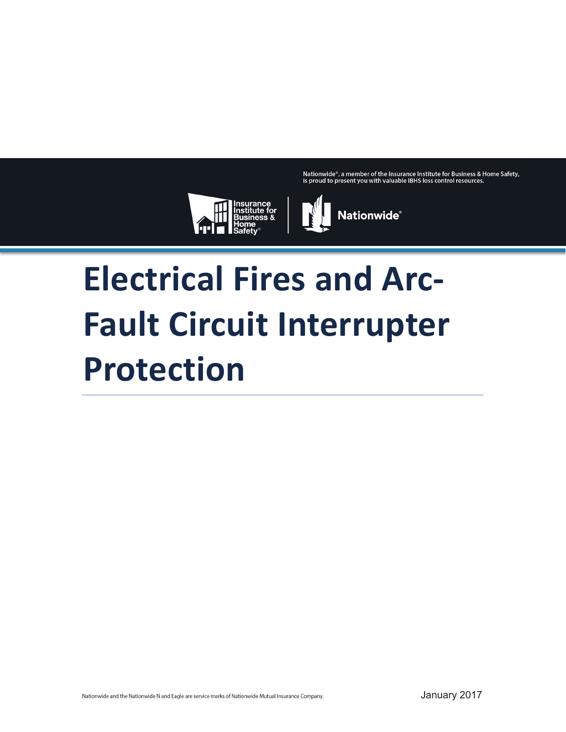Nationwide®, a member of the Insurance Institute for Business & Home Safety, is proud to present you with valuable IBHS loss control resources.

Insurance Institute for Business & Home Safety® | Nationwide®

# Electrical Fires and Arc-Fault Circuit Interrupter Protection

Nationwide and the Nationwide N and Eagle are service marks of Nationwide Mutual Insurance Company.

January 2017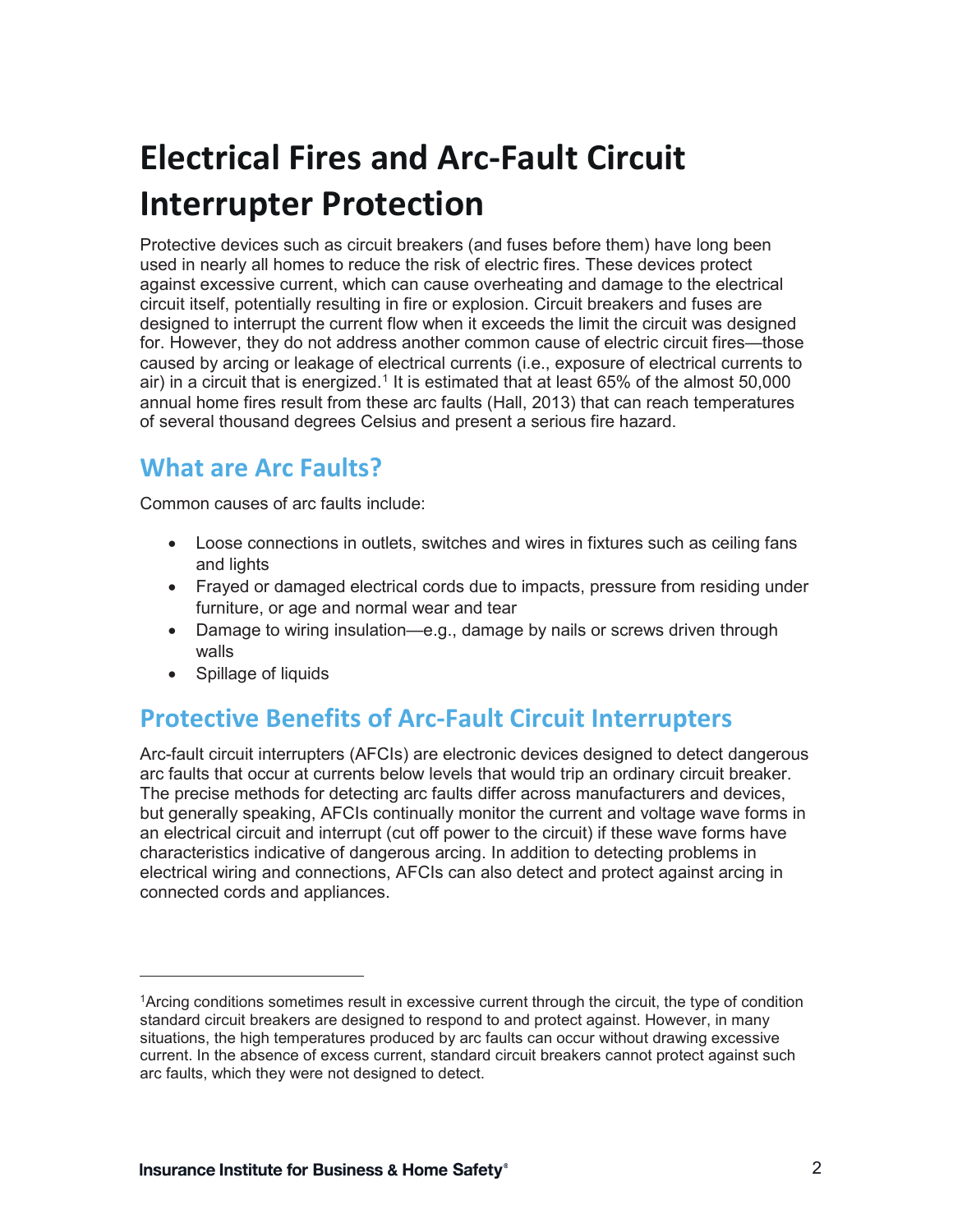# Electrical Fires and Arc-Fault Circuit Interrupter Protection

Protective devices such as circuit breakers (and fuses before them) have long been used in nearly all homes to reduce the risk of electric fires. These devices protect against excessive current, which can cause overheating and damage to the electrical circuit itself, potentially resulting in fire or explosion. Circuit breakers and fuses are designed to interrupt the current flow when it exceeds the limit the circuit was designed for. However, they do not address another common cause of electric circuit fires—those caused by arcing or leakage of electrical currents (i.e., exposure of electrical currents to air) in a circuit that is energized.[1] It is estimated that at least 65% of the almost 50,000 annual home fires result from these arc faults (Hall, 2013) that can reach temperatures of several thousand degrees Celsius and present a serious fire hazard.

## What are Arc Faults?

Common causes of arc faults include:

- Loose connections in outlets, switches and wires in fixtures such as ceiling fans and lights
- Frayed or damaged electrical cords due to impacts, pressure from residing under furniture, or age and normal wear and tear
- Damage to wiring insulation—e.g., damage by nails or screws driven through walls
- Spillage of liquids

## Protective Benefits of Arc-Fault Circuit Interrupters

Arc-fault circuit interrupters (AFCIs) are electronic devices designed to detect dangerous arc faults that occur at currents below levels that would trip an ordinary circuit breaker. The precise methods for detecting arc faults differ across manufacturers and devices, but generally speaking, AFCIs continually monitor the current and voltage wave forms in an electrical circuit and interrupt (cut off power to the circuit) if these wave forms have characteristics indicative of dangerous arcing. In addition to detecting problems in electrical wiring and connections, AFCIs can also detect and protect against arcing in connected cords and appliances.

---

[1] Arcing conditions sometimes result in excessive current through the circuit, the type of condition standard circuit breakers are designed to respond to and protect against. However, in many situations, the high temperatures produced by arc faults can occur without drawing excessive current. In the absence of excess current, standard circuit breakers cannot protect against such arc faults, which they were not designed to detect.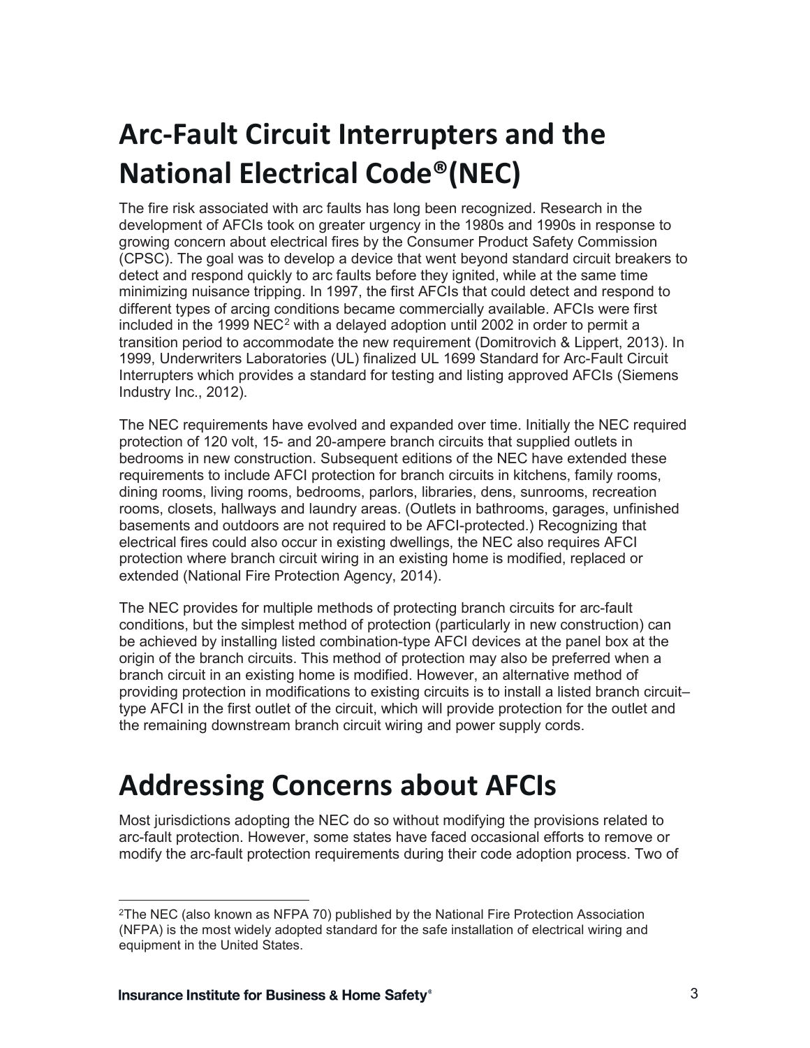# Arc-Fault Circuit Interrupters and the National Electrical Code®(NEC)

The fire risk associated with arc faults has long been recognized. Research in the development of AFCIs took on greater urgency in the 1980s and 1990s in response to growing concern about electrical fires by the Consumer Product Safety Commission (CPSC). The goal was to develop a device that went beyond standard circuit breakers to detect and respond quickly to arc faults before they ignited, while at the same time minimizing nuisance tripping. In 1997, the first AFCIs that could detect and respond to different types of arcing conditions became commercially available. AFCIs were first included in the 1999 NEC[2] with a delayed adoption until 2002 in order to permit a transition period to accommodate the new requirement (Domitrovich & Lippert, 2013). In 1999, Underwriters Laboratories (UL) finalized UL 1699 Standard for Arc-Fault Circuit Interrupters which provides a standard for testing and listing approved AFCIs (Siemens Industry Inc., 2012).

The NEC requirements have evolved and expanded over time. Initially the NEC required protection of 120 volt, 15- and 20-ampere branch circuits that supplied outlets in bedrooms in new construction. Subsequent editions of the NEC have extended these requirements to include AFCI protection for branch circuits in kitchens, family rooms, dining rooms, living rooms, bedrooms, parlors, libraries, dens, sunrooms, recreation rooms, closets, hallways and laundry areas. (Outlets in bathrooms, garages, unfinished basements and outdoors are not required to be AFCI-protected.) Recognizing that electrical fires could also occur in existing dwellings, the NEC also requires AFCI protection where branch circuit wiring in an existing home is modified, replaced or extended (National Fire Protection Agency, 2014).

The NEC provides for multiple methods of protecting branch circuits for arc-fault conditions, but the simplest method of protection (particularly in new construction) can be achieved by installing listed combination-type AFCI devices at the panel box at the origin of the branch circuits. This method of protection may also be preferred when a branch circuit in an existing home is modified. However, an alternative method of providing protection in modifications to existing circuits is to install a listed branch circuit–type AFCI in the first outlet of the circuit, which will provide protection for the outlet and the remaining downstream branch circuit wiring and power supply cords.

# Addressing Concerns about AFCIs

Most jurisdictions adopting the NEC do so without modifying the provisions related to arc-fault protection. However, some states have faced occasional efforts to remove or modify the arc-fault protection requirements during their code adoption process. Two of

[2] The NEC (also known as NFPA 70) published by the National Fire Protection Association (NFPA) is the most widely adopted standard for the safe installation of electrical wiring and equipment in the United States.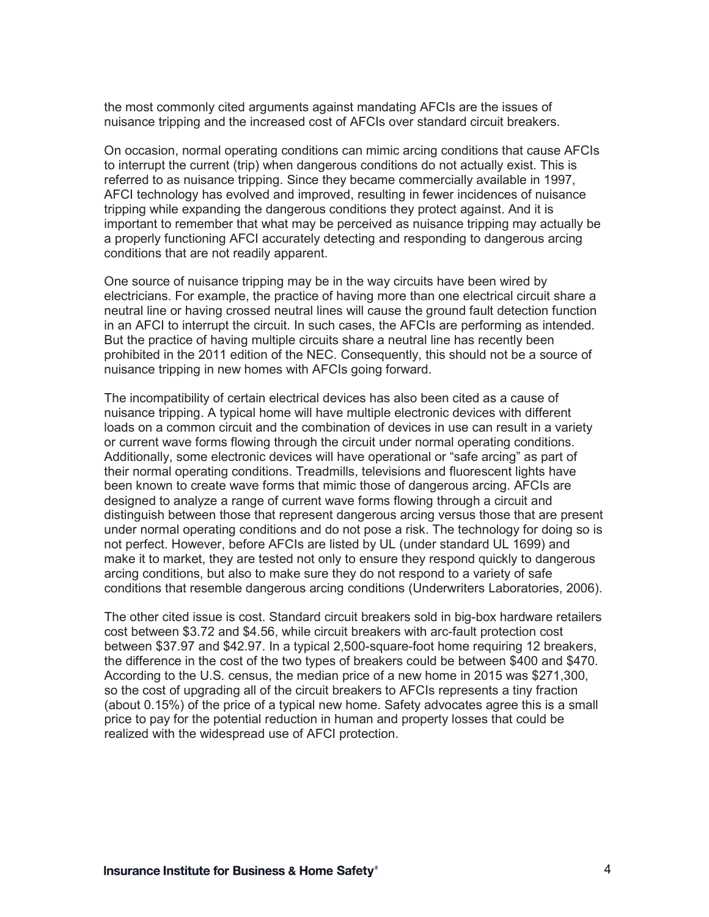the most commonly cited arguments against mandating AFCIs are the issues of nuisance tripping and the increased cost of AFCIs over standard circuit breakers.

On occasion, normal operating conditions can mimic arcing conditions that cause AFCIs to interrupt the current (trip) when dangerous conditions do not actually exist. This is referred to as nuisance tripping. Since they became commercially available in 1997, AFCI technology has evolved and improved, resulting in fewer incidences of nuisance tripping while expanding the dangerous conditions they protect against. And it is important to remember that what may be perceived as nuisance tripping may actually be a properly functioning AFCI accurately detecting and responding to dangerous arcing conditions that are not readily apparent.

One source of nuisance tripping may be in the way circuits have been wired by electricians. For example, the practice of having more than one electrical circuit share a neutral line or having crossed neutral lines will cause the ground fault detection function in an AFCI to interrupt the circuit. In such cases, the AFCIs are performing as intended. But the practice of having multiple circuits share a neutral line has recently been prohibited in the 2011 edition of the NEC. Consequently, this should not be a source of nuisance tripping in new homes with AFCIs going forward.

The incompatibility of certain electrical devices has also been cited as a cause of nuisance tripping. A typical home will have multiple electronic devices with different loads on a common circuit and the combination of devices in use can result in a variety or current wave forms flowing through the circuit under normal operating conditions. Additionally, some electronic devices will have operational or "safe arcing" as part of their normal operating conditions. Treadmills, televisions and fluorescent lights have been known to create wave forms that mimic those of dangerous arcing. AFCIs are designed to analyze a range of current wave forms flowing through a circuit and distinguish between those that represent dangerous arcing versus those that are present under normal operating conditions and do not pose a risk. The technology for doing so is not perfect. However, before AFCIs are listed by UL (under standard UL 1699) and make it to market, they are tested not only to ensure they respond quickly to dangerous arcing conditions, but also to make sure they do not respond to a variety of safe conditions that resemble dangerous arcing conditions (Underwriters Laboratories, 2006).

The other cited issue is cost. Standard circuit breakers sold in big-box hardware retailers cost between $3.72 and $4.56, while circuit breakers with arc-fault protection cost between $37.97 and $42.97. In a typical 2,500-square-foot home requiring 12 breakers, the difference in the cost of the two types of breakers could be between $400 and $470. According to the U.S. census, the median price of a new home in 2015 was $271,300, so the cost of upgrading all of the circuit breakers to AFCIs represents a tiny fraction (about 0.15%) of the price of a typical new home. Safety advocates agree this is a small price to pay for the potential reduction in human and property losses that could be realized with the widespread use of AFCI protection.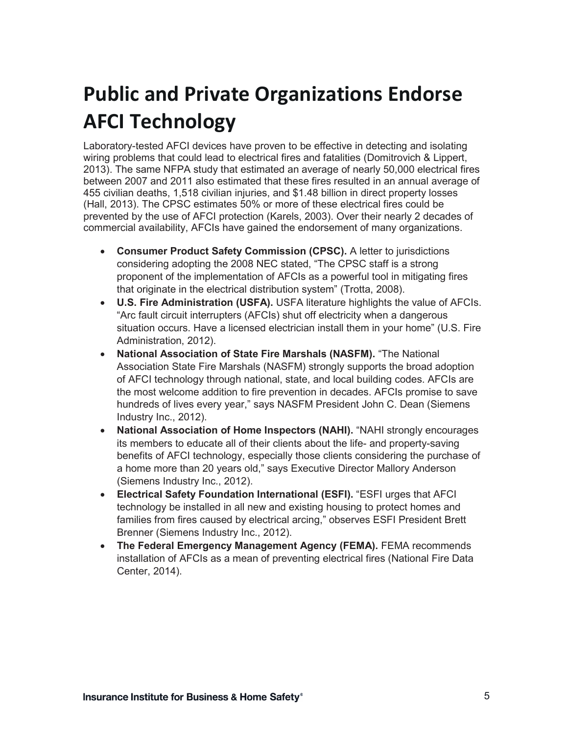# Public and Private Organizations Endorse AFCI Technology

Laboratory-tested AFCI devices have proven to be effective in detecting and isolating wiring problems that could lead to electrical fires and fatalities (Domitrovich & Lippert, 2013). The same NFPA study that estimated an average of nearly 50,000 electrical fires between 2007 and 2011 also estimated that these fires resulted in an annual average of 455 civilian deaths, 1,518 civilian injuries, and $1.48 billion in direct property losses (Hall, 2013). The CPSC estimates 50% or more of these electrical fires could be prevented by the use of AFCI protection (Karels, 2003). Over their nearly 2 decades of commercial availability, AFCIs have gained the endorsement of many organizations.

- **Consumer Product Safety Commission (CPSC).** A letter to jurisdictions considering adopting the 2008 NEC stated, "The CPSC staff is a strong proponent of the implementation of AFCIs as a powerful tool in mitigating fires that originate in the electrical distribution system" (Trotta, 2008).
- **U.S. Fire Administration (USFA).** USFA literature highlights the value of AFCIs. "Arc fault circuit interrupters (AFCIs) shut off electricity when a dangerous situation occurs. Have a licensed electrician install them in your home" (U.S. Fire Administration, 2012).
- **National Association of State Fire Marshals (NASFM).** "The National Association State Fire Marshals (NASFM) strongly supports the broad adoption of AFCI technology through national, state, and local building codes. AFCIs are the most welcome addition to fire prevention in decades. AFCIs promise to save hundreds of lives every year," says NASFM President John C. Dean (Siemens Industry Inc., 2012).
- **National Association of Home Inspectors (NAHI).** "NAHI strongly encourages its members to educate all of their clients about the life- and property-saving benefits of AFCI technology, especially those clients considering the purchase of a home more than 20 years old," says Executive Director Mallory Anderson (Siemens Industry Inc., 2012).
- **Electrical Safety Foundation International (ESFI).** "ESFI urges that AFCI technology be installed in all new and existing housing to protect homes and families from fires caused by electrical arcing," observes ESFI President Brett Brenner (Siemens Industry Inc., 2012).
- **The Federal Emergency Management Agency (FEMA).** FEMA recommends installation of AFCIs as a mean of preventing electrical fires (National Fire Data Center, 2014).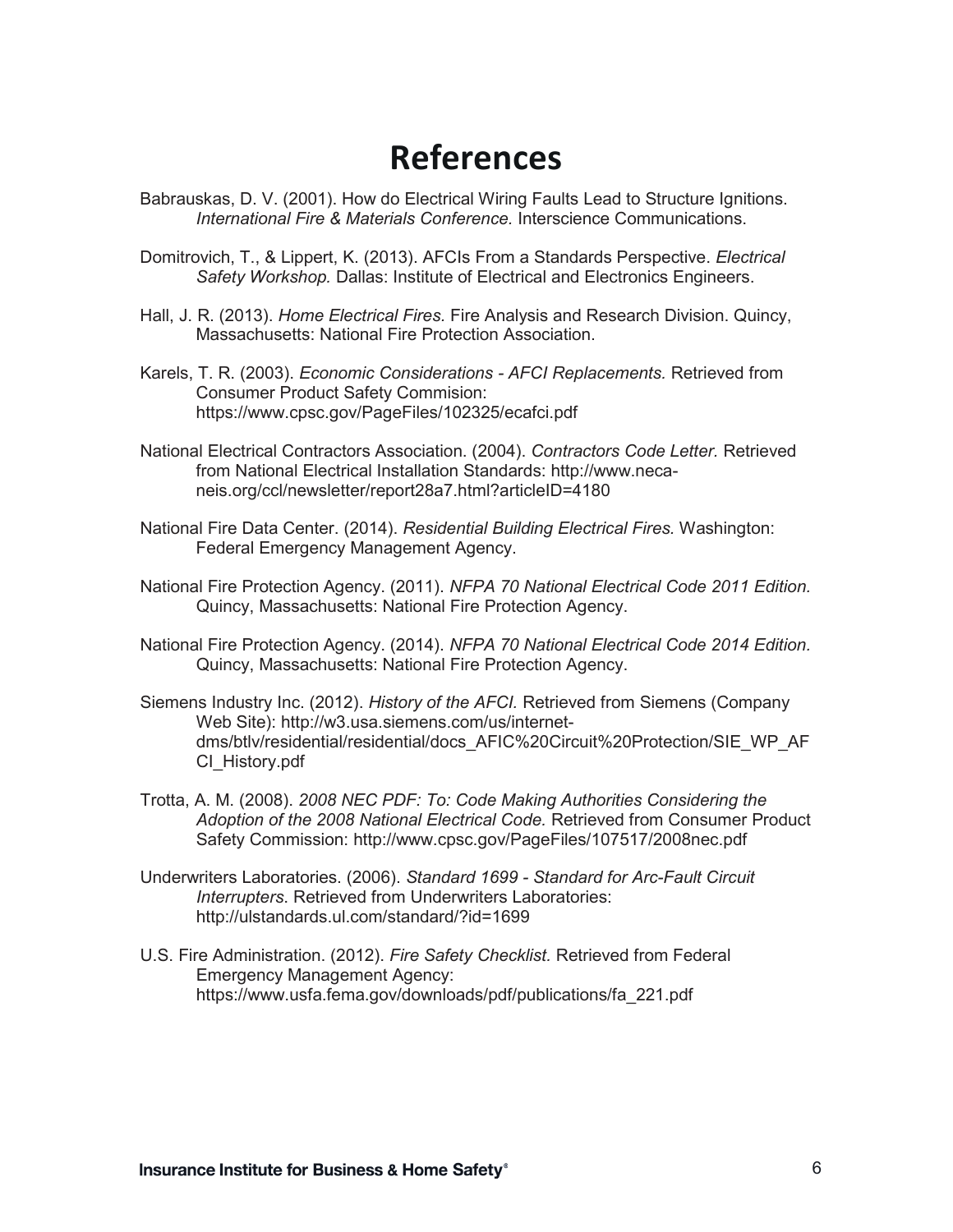# References

Babrauskas, D. V. (2001). How do Electrical Wiring Faults Lead to Structure Ignitions. *International Fire & Materials Conference.* Interscience Communications.

Domitrovich, T., & Lippert, K. (2013). AFCIs From a Standards Perspective. *Electrical Safety Workshop.* Dallas: Institute of Electrical and Electronics Engineers.

Hall, J. R. (2013). *Home Electrical Fires.* Fire Analysis and Research Division. Quincy, Massachusetts: National Fire Protection Association.

Karels, T. R. (2003). *Economic Considerations - AFCI Replacements.* Retrieved from Consumer Product Safety Commision: https://www.cpsc.gov/PageFiles/102325/ecafci.pdf

National Electrical Contractors Association. (2004). *Contractors Code Letter.* Retrieved from National Electrical Installation Standards: http://www.neca-neis.org/ccl/newsletter/report28a7.html?articleID=4180

National Fire Data Center. (2014). *Residential Building Electrical Fires.* Washington: Federal Emergency Management Agency.

National Fire Protection Agency. (2011). *NFPA 70 National Electrical Code 2011 Edition.* Quincy, Massachusetts: National Fire Protection Agency.

National Fire Protection Agency. (2014). *NFPA 70 National Electrical Code 2014 Edition.* Quincy, Massachusetts: National Fire Protection Agency.

Siemens Industry Inc. (2012). *History of the AFCI.* Retrieved from Siemens (Company Web Site): http://w3.usa.siemens.com/us/internet-dms/btlv/residential/residential/docs_AFIC%20Circuit%20Protection/SIE_WP_AFCI_History.pdf

Trotta, A. M. (2008). *2008 NEC PDF: To: Code Making Authorities Considering the Adoption of the 2008 National Electrical Code.* Retrieved from Consumer Product Safety Commission: http://www.cpsc.gov/PageFiles/107517/2008nec.pdf

Underwriters Laboratories. (2006). *Standard 1699 - Standard for Arc-Fault Circuit Interrupters*. Retrieved from Underwriters Laboratories: http://ulstandards.ul.com/standard/?id=1699

U.S. Fire Administration. (2012). *Fire Safety Checklist.* Retrieved from Federal Emergency Management Agency: https://www.usfa.fema.gov/downloads/pdf/publications/fa_221.pdf